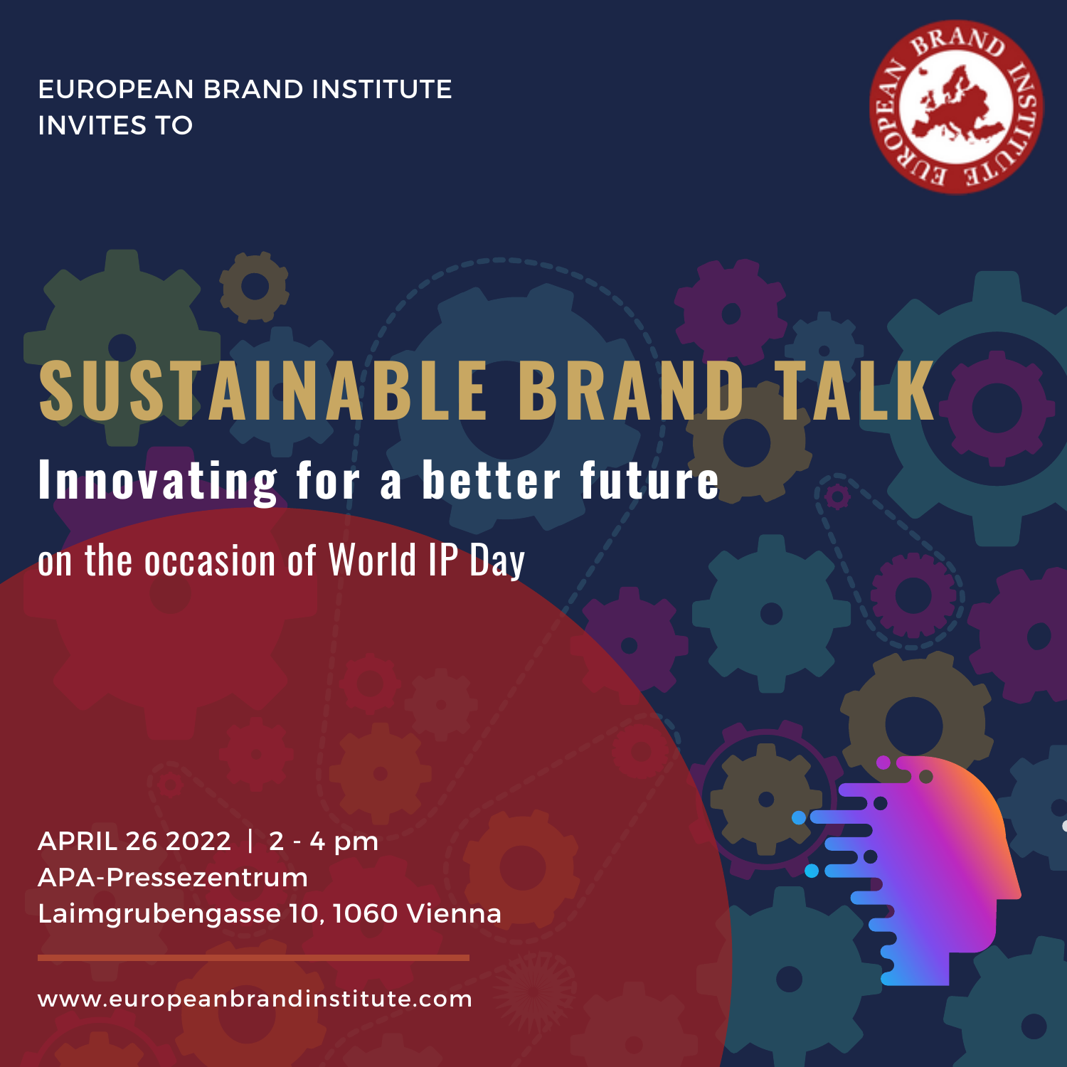EUROPEAN BRAND INSTITUTE
INVITES TO

# SUSTAINABLE BRAND TALK

## Innovating for a better future

on the occasion of World IP Day

APRIL 26 2022 | 2 - 4 pm
APA-Pressezentrum
Laimgrubengasse 10, 1060 Vienna

www.europeanbrandinstitute.com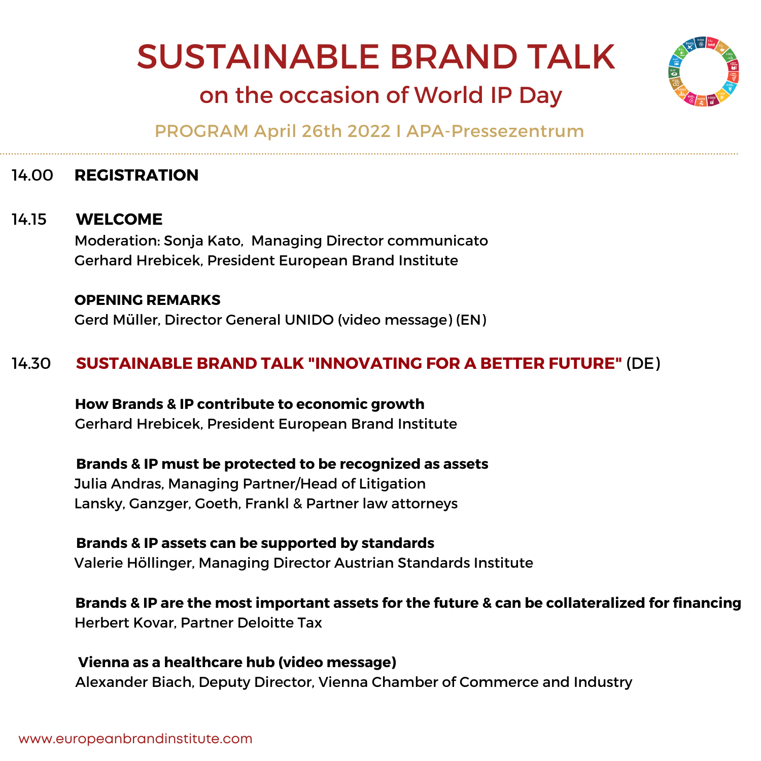# SUSTAINABLE BRAND TALK

## on the occasion of World IP Day

PROGRAM April 26th 2022 I APA-Pressezentrum

---

14.00 **REGISTRATION**

14.15 **WELCOME**

Moderation: Sonja Kato, Managing Director communicato
Gerhard Hrebicek, President European Brand Institute

**OPENING REMARKS**

Gerd Müller, Director General UNIDO (video message) (EN)

14.30 **SUSTAINABLE BRAND TALK "INNOVATING FOR A BETTER FUTURE"** (DE)

**How Brands & IP contribute to economic growth**
Gerhard Hrebicek, President European Brand Institute

**Brands & IP must be protected to be recognized as assets**
Julia Andras, Managing Partner/Head of Litigation
Lansky, Ganzger, Goeth, Frankl & Partner law attorneys

**Brands & IP assets can be supported by standards**
Valerie Höllinger, Managing Director Austrian Standards Institute

**Brands & IP are the most important assets for the future & can be collateralized for financing**
Herbert Kovar, Partner Deloitte Tax

**Vienna as a healthcare hub (video message)**
Alexander Biach, Deputy Director, Vienna Chamber of Commerce and Industry

www.europeanbrandinstitute.com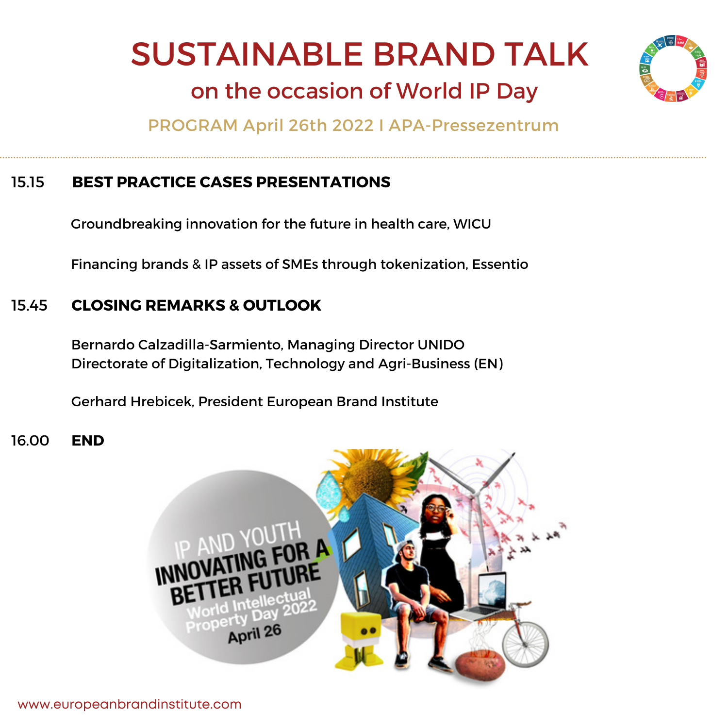# SUSTAINABLE BRAND TALK

## on the occasion of World IP Day

PROGRAM April 26th 2022 I APA-Pressezentrum

---

**15.15 BEST PRACTICE CASES PRESENTATIONS**

Groundbreaking innovation for the future in health care, WICU

Financing brands & IP assets of SMEs through tokenization, Essentio

**15.45 CLOSING REMARKS & OUTLOOK**

Bernardo Calzadilla-Sarmiento, Managing Director UNIDO
Directorate of Digitalization, Technology and Agri-Business (EN)

Gerhard Hrebicek, President European Brand Institute

**16.00 END**

www.europeanbrandinstitute.com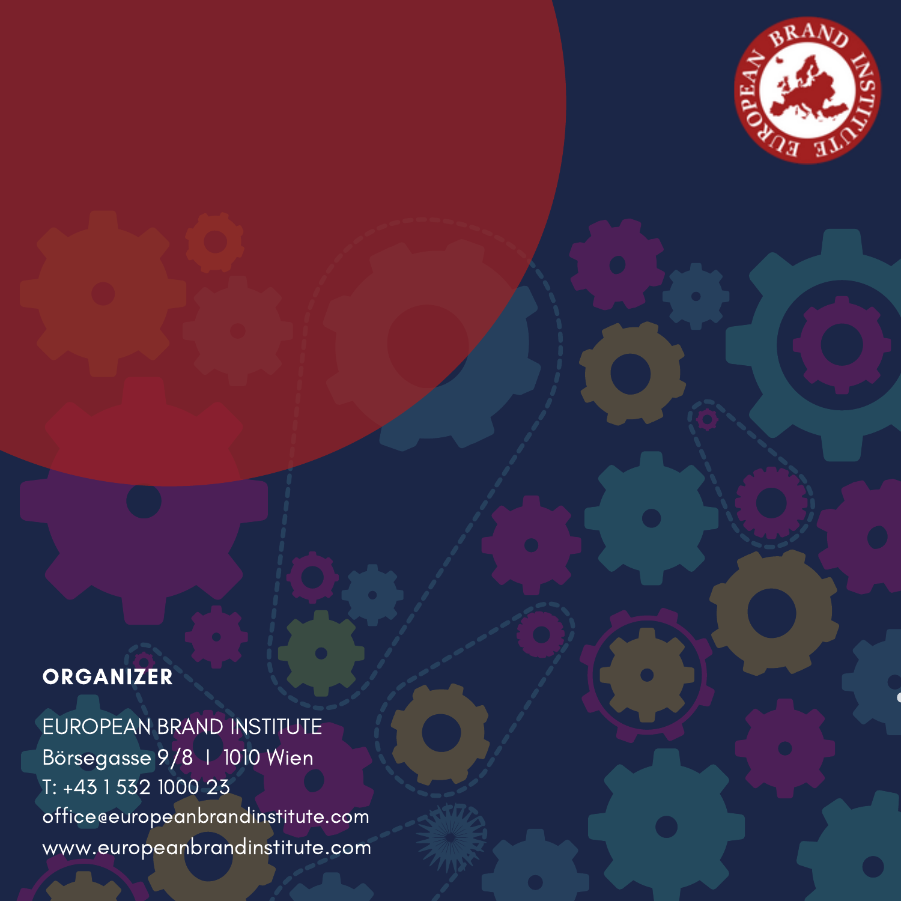## ORGANIZER

EUROPEAN BRAND INSTITUTE
Börsegasse 9/8 | 1010 Wien
T: +43 1 532 1000 23
office@europeanbrandinstitute.com
www.europeanbrandinstitute.com